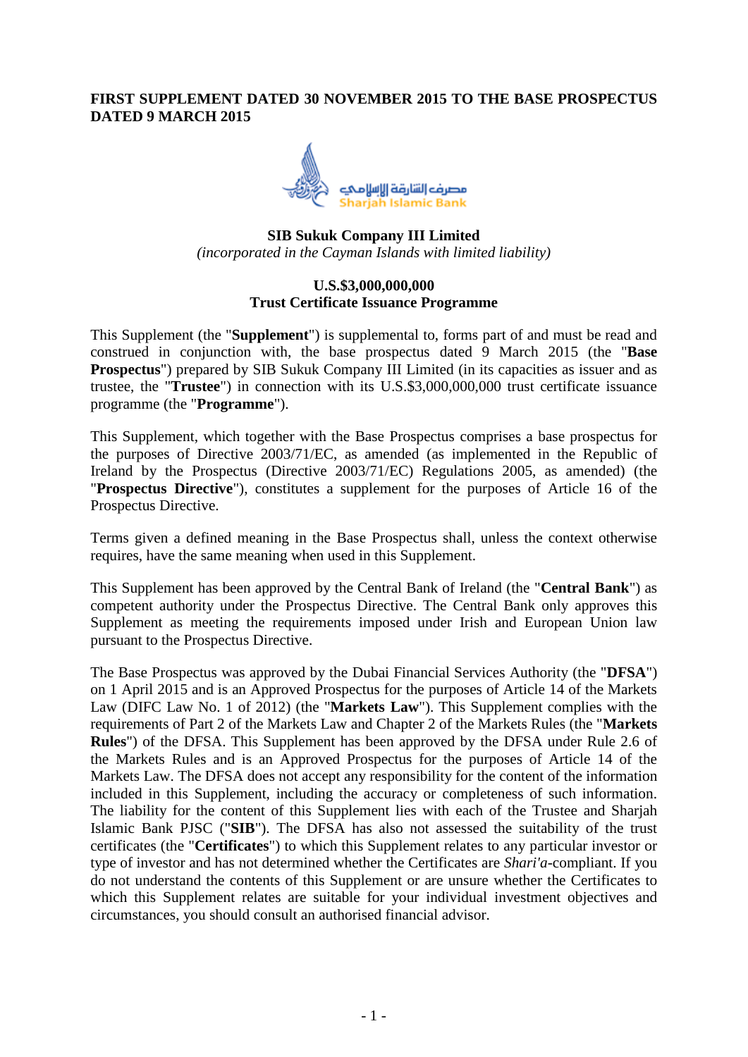**FIRST SUPPLEMENT DATED 30 NOVEMBER 2015 TO THE BASE PROSPECTUS DATED 9 MARCH 2015**

**SIB Sukuk Company III Limited**
*(incorporated in the Cayman Islands with limited liability)*

**U.S.$3,000,000,000**
**Trust Certificate Issuance Programme**

This Supplement (the "**Supplement**") is supplemental to, forms part of and must be read and construed in conjunction with, the base prospectus dated 9 March 2015 (the "**Base Prospectus**") prepared by SIB Sukuk Company III Limited (in its capacities as issuer and as trustee, the "**Trustee**") in connection with its U.S.$3,000,000,000 trust certificate issuance programme (the "**Programme**").

This Supplement, which together with the Base Prospectus comprises a base prospectus for the purposes of Directive 2003/71/EC, as amended (as implemented in the Republic of Ireland by the Prospectus (Directive 2003/71/EC) Regulations 2005, as amended) (the "**Prospectus Directive**"), constitutes a supplement for the purposes of Article 16 of the Prospectus Directive.

Terms given a defined meaning in the Base Prospectus shall, unless the context otherwise requires, have the same meaning when used in this Supplement.

This Supplement has been approved by the Central Bank of Ireland (the "**Central Bank**") as competent authority under the Prospectus Directive. The Central Bank only approves this Supplement as meeting the requirements imposed under Irish and European Union law pursuant to the Prospectus Directive.

The Base Prospectus was approved by the Dubai Financial Services Authority (the "**DFSA**") on 1 April 2015 and is an Approved Prospectus for the purposes of Article 14 of the Markets Law (DIFC Law No. 1 of 2012) (the "**Markets Law**"). This Supplement complies with the requirements of Part 2 of the Markets Law and Chapter 2 of the Markets Rules (the "**Markets Rules**") of the DFSA. This Supplement has been approved by the DFSA under Rule 2.6 of the Markets Rules and is an Approved Prospectus for the purposes of Article 14 of the Markets Law. The DFSA does not accept any responsibility for the content of the information included in this Supplement, including the accuracy or completeness of such information. The liability for the content of this Supplement lies with each of the Trustee and Sharjah Islamic Bank PJSC ("**SIB**"). The DFSA has also not assessed the suitability of the trust certificates (the "**Certificates**") to which this Supplement relates to any particular investor or type of investor and has not determined whether the Certificates are *Shari'a*-compliant. If you do not understand the contents of this Supplement or are unsure whether the Certificates to which this Supplement relates are suitable for your individual investment objectives and circumstances, you should consult an authorised financial advisor.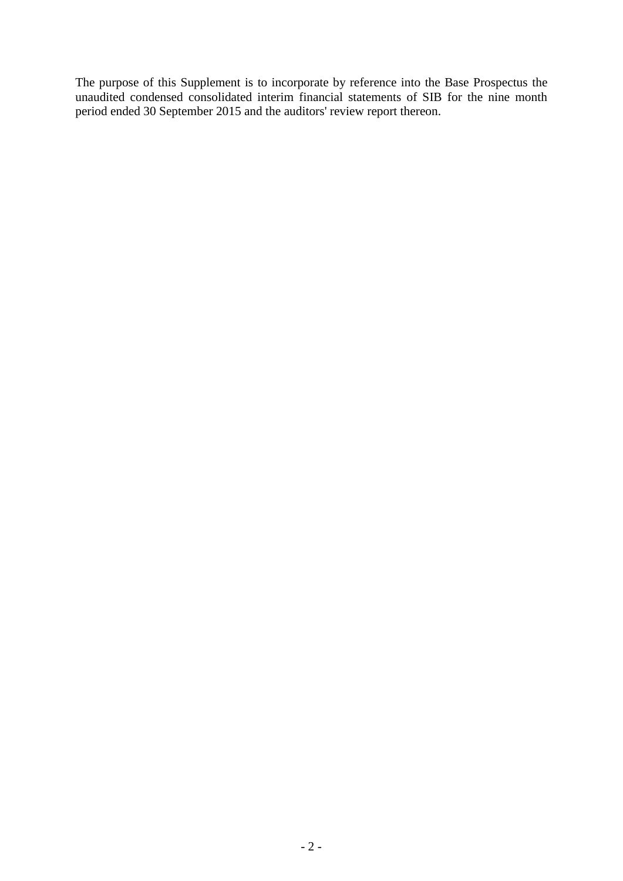The purpose of this Supplement is to incorporate by reference into the Base Prospectus the unaudited condensed consolidated interim financial statements of SIB for the nine month period ended 30 September 2015 and the auditors' review report thereon.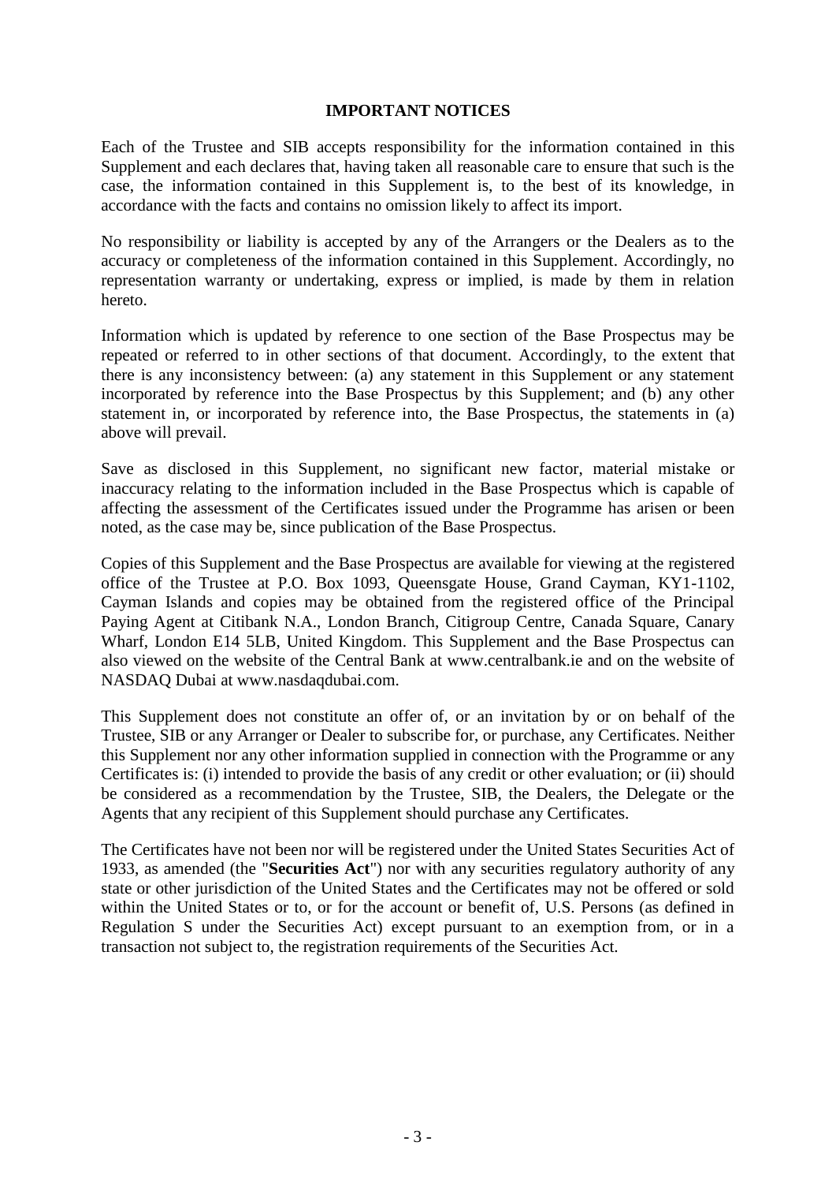## IMPORTANT NOTICES

Each of the Trustee and SIB accepts responsibility for the information contained in this Supplement and each declares that, having taken all reasonable care to ensure that such is the case, the information contained in this Supplement is, to the best of its knowledge, in accordance with the facts and contains no omission likely to affect its import.

No responsibility or liability is accepted by any of the Arrangers or the Dealers as to the accuracy or completeness of the information contained in this Supplement. Accordingly, no representation warranty or undertaking, express or implied, is made by them in relation hereto.

Information which is updated by reference to one section of the Base Prospectus may be repeated or referred to in other sections of that document. Accordingly, to the extent that there is any inconsistency between: (a) any statement in this Supplement or any statement incorporated by reference into the Base Prospectus by this Supplement; and (b) any other statement in, or incorporated by reference into, the Base Prospectus, the statements in (a) above will prevail.

Save as disclosed in this Supplement, no significant new factor, material mistake or inaccuracy relating to the information included in the Base Prospectus which is capable of affecting the assessment of the Certificates issued under the Programme has arisen or been noted, as the case may be, since publication of the Base Prospectus.

Copies of this Supplement and the Base Prospectus are available for viewing at the registered office of the Trustee at P.O. Box 1093, Queensgate House, Grand Cayman, KY1-1102, Cayman Islands and copies may be obtained from the registered office of the Principal Paying Agent at Citibank N.A., London Branch, Citigroup Centre, Canada Square, Canary Wharf, London E14 5LB, United Kingdom. This Supplement and the Base Prospectus can also viewed on the website of the Central Bank at www.centralbank.ie and on the website of NASDAQ Dubai at www.nasdaqdubai.com.

This Supplement does not constitute an offer of, or an invitation by or on behalf of the Trustee, SIB or any Arranger or Dealer to subscribe for, or purchase, any Certificates. Neither this Supplement nor any other information supplied in connection with the Programme or any Certificates is: (i) intended to provide the basis of any credit or other evaluation; or (ii) should be considered as a recommendation by the Trustee, SIB, the Dealers, the Delegate or the Agents that any recipient of this Supplement should purchase any Certificates.

The Certificates have not been nor will be registered under the United States Securities Act of 1933, as amended (the "**Securities Act**") nor with any securities regulatory authority of any state or other jurisdiction of the United States and the Certificates may not be offered or sold within the United States or to, or for the account or benefit of, U.S. Persons (as defined in Regulation S under the Securities Act) except pursuant to an exemption from, or in a transaction not subject to, the registration requirements of the Securities Act.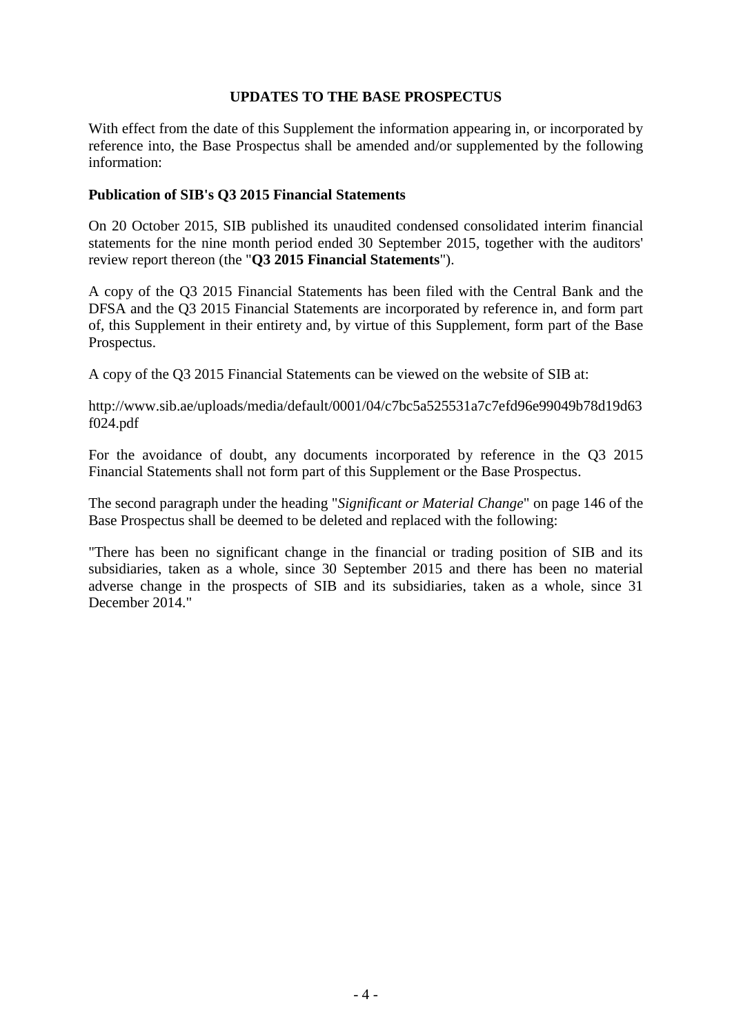# UPDATES TO THE BASE PROSPECTUS

With effect from the date of this Supplement the information appearing in, or incorporated by reference into, the Base Prospectus shall be amended and/or supplemented by the following information:

**Publication of SIB's Q3 2015 Financial Statements**

On 20 October 2015, SIB published its unaudited condensed consolidated interim financial statements for the nine month period ended 30 September 2015, together with the auditors' review report thereon (the "**Q3 2015 Financial Statements**").

A copy of the Q3 2015 Financial Statements has been filed with the Central Bank and the DFSA and the Q3 2015 Financial Statements are incorporated by reference in, and form part of, this Supplement in their entirety and, by virtue of this Supplement, form part of the Base Prospectus.

A copy of the Q3 2015 Financial Statements can be viewed on the website of SIB at:

http://www.sib.ae/uploads/media/default/0001/04/c7bc5a525531a7c7efd96e99049b78d19d63f024.pdf

For the avoidance of doubt, any documents incorporated by reference in the Q3 2015 Financial Statements shall not form part of this Supplement or the Base Prospectus.

The second paragraph under the heading "*Significant or Material Change*" on page 146 of the Base Prospectus shall be deemed to be deleted and replaced with the following:

"There has been no significant change in the financial or trading position of SIB and its subsidiaries, taken as a whole, since 30 September 2015 and there has been no material adverse change in the prospects of SIB and its subsidiaries, taken as a whole, since 31 December 2014."